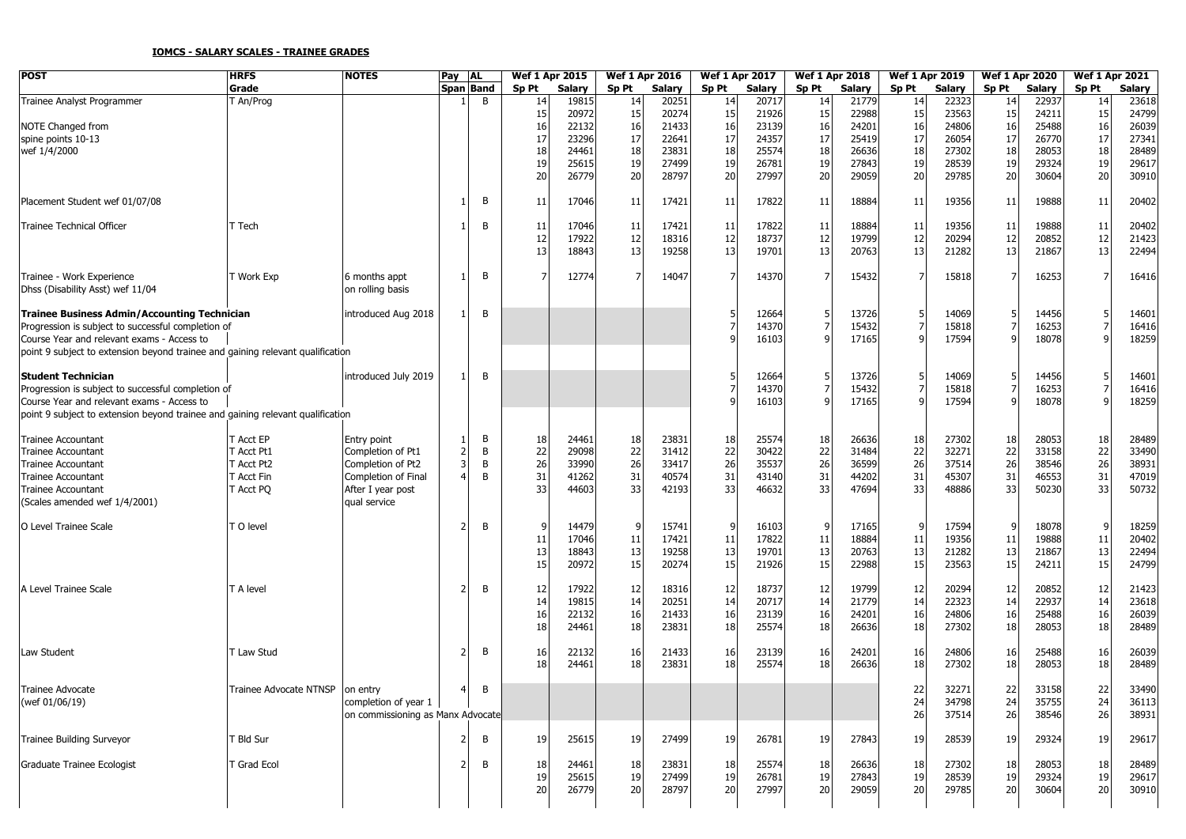**IOMCS - SALARY SCALES - TRAINEE GRADES**

| POST | HRFS | NOTES | Pay | AL | Wef 1 Apr 2015 | | Wef 1 Apr 2016 | | Wef 1 Apr 2017 | | Wef 1 Apr 2018 | | Wef 1 Apr 2019 | | Wef 1 Apr 2020 | | Wef 1 Apr 2021 | |
|---|---|---|---|---|---|---|---|---|---|---|---|---|---|---|---|---|---|---|
| | Grade | | Span | Band | Sp Pt | Salary | Sp Pt | Salary | Sp Pt | Salary | Sp Pt | Salary | Sp Pt | Salary | Sp Pt | Salary | Sp Pt | Salary |
| Trainee Analyst Programmer | T An/Prog | | 1 | B | 14 | 19815 | 14 | 20251 | 14 | 20717 | 14 | 21779 | 14 | 22323 | 14 | 22937 | 14 | 23618 |
| | | | | | 15 | 20972 | 15 | 20274 | 15 | 21926 | 15 | 22988 | 15 | 23563 | 15 | 24211 | 15 | 24799 |
| NOTE Changed from | | | | | 16 | 22132 | 16 | 21433 | 16 | 23139 | 16 | 24201 | 16 | 24806 | 16 | 25488 | 16 | 26039 |
| spine points 10-13 | | | | | 17 | 23296 | 17 | 22641 | 17 | 24357 | 17 | 25419 | 17 | 26054 | 17 | 26770 | 17 | 27341 |
| wef 1/4/2000 | | | | | 18 | 24461 | 18 | 23831 | 18 | 25574 | 18 | 26636 | 18 | 27302 | 18 | 28053 | 18 | 28489 |
| | | | | | 19 | 25615 | 19 | 27499 | 19 | 26781 | 19 | 27843 | 19 | 28539 | 19 | 29324 | 19 | 29617 |
| | | | | | 20 | 26779 | 20 | 28797 | 20 | 27997 | 20 | 29059 | 20 | 29785 | 20 | 30604 | 20 | 30910 |
| Placement Student wef 01/07/08 | | | 1 | B | 11 | 17046 | 11 | 17421 | 11 | 17822 | 11 | 18884 | 11 | 19356 | 11 | 19888 | 11 | 20402 |
| Trainee Technical Officer | T Tech | | 1 | B | 11 | 17046 | 11 | 17421 | 11 | 17822 | 11 | 18884 | 11 | 19356 | 11 | 19888 | 11 | 20402 |
| | | | | | 12 | 17922 | 12 | 18316 | 12 | 18737 | 12 | 19799 | 12 | 20294 | 12 | 20852 | 12 | 21423 |
| | | | | | 13 | 18843 | 13 | 19258 | 13 | 19701 | 13 | 20763 | 13 | 21282 | 13 | 21867 | 13 | 22494 |
| Trainee - Work Experience | T Work Exp | 6 months appt | 1 | B | 7 | 12774 | 7 | 14047 | 7 | 14370 | 7 | 15432 | 7 | 15818 | 7 | 16253 | 7 | 16416 |
| Dhss (Disability Asst) wef 11/04 | | on rolling basis | | | | | | | | | | | | | | | | |
| **Trainee Business Admin/Accounting Technician** | | introduced Aug 2018 | 1 | B | | | | | 5 | 12664 | 5 | 13726 | 5 | 14069 | 5 | 14456 | 5 | 14601 |
| Progression is subject to successful completion of | | | | | | | | | 7 | 14370 | 7 | 15432 | 7 | 15818 | 7 | 16253 | 7 | 16416 |
| Course Year and relevant exams - Access to | | | | | | | | | 9 | 16103 | 9 | 17165 | 9 | 17594 | 9 | 18078 | 9 | 18259 |
| point 9 subject to extension beyond trainee and gaining relevant qualification | | | | | | | | | | | | | | | | | | |
| **Student Technician** | | introduced July 2019 | 1 | B | | | | | 5 | 12664 | 5 | 13726 | 5 | 14069 | 5 | 14456 | 5 | 14601 |
| Progression is subject to successful completion of | | | | | | | | | 7 | 14370 | 7 | 15432 | 7 | 15818 | 7 | 16253 | 7 | 16416 |
| Course Year and relevant exams - Access to | | | | | | | | | 9 | 16103 | 9 | 17165 | 9 | 17594 | 9 | 18078 | 9 | 18259 |
| point 9 subject to extension beyond trainee and gaining relevant qualification | | | | | | | | | | | | | | | | | | |
| Trainee Accountant | T Acct EP | Entry point | 1 | B | 18 | 24461 | 18 | 23831 | 18 | 25574 | 18 | 26636 | 18 | 27302 | 18 | 28053 | 18 | 28489 |
| Trainee Accountant | T Acct Pt1 | Completion of Pt1 | 2 | B | 22 | 29098 | 22 | 31412 | 22 | 30422 | 22 | 31484 | 22 | 32271 | 22 | 33158 | 22 | 33490 |
| Trainee Accountant | T Acct Pt2 | Completion of Pt2 | 3 | B | 26 | 33990 | 26 | 33417 | 26 | 35537 | 26 | 36599 | 26 | 37514 | 26 | 38546 | 26 | 38931 |
| Trainee Accountant | T Acct Fin | Completion of Final | 4 | B | 31 | 41262 | 31 | 40574 | 31 | 43140 | 31 | 44202 | 31 | 45307 | 31 | 46553 | 31 | 47019 |
| Trainee Accountant | T Acct PQ | After I year post | | | 33 | 44603 | 33 | 42193 | 33 | 46632 | 33 | 47694 | 33 | 48886 | 33 | 50230 | 33 | 50732 |
| (Scales amended wef 1/4/2001) | | qual service | | | | | | | | | | | | | | | | |
| O Level Trainee Scale | T O level | | 2 | B | 9 | 14479 | 9 | 15741 | 9 | 16103 | 9 | 17165 | 9 | 17594 | 9 | 18078 | 9 | 18259 |
| | | | | | 11 | 17046 | 11 | 17421 | 11 | 17822 | 11 | 18884 | 11 | 19356 | 11 | 19888 | 11 | 20402 |
| | | | | | 13 | 18843 | 13 | 19258 | 13 | 19701 | 13 | 20763 | 13 | 21282 | 13 | 21867 | 13 | 22494 |
| | | | | | 15 | 20972 | 15 | 20274 | 15 | 21926 | 15 | 22988 | 15 | 23563 | 15 | 24211 | 15 | 24799 |
| A Level Trainee Scale | T A level | | 2 | B | 12 | 17922 | 12 | 18316 | 12 | 18737 | 12 | 19799 | 12 | 20294 | 12 | 20852 | 12 | 21423 |
| | | | | | 14 | 19815 | 14 | 20251 | 14 | 20717 | 14 | 21779 | 14 | 22323 | 14 | 22937 | 14 | 23618 |
| | | | | | 16 | 22132 | 16 | 21433 | 16 | 23139 | 16 | 24201 | 16 | 24806 | 16 | 25488 | 16 | 26039 |
| | | | | | 18 | 24461 | 18 | 23831 | 18 | 25574 | 18 | 26636 | 18 | 27302 | 18 | 28053 | 18 | 28489 |
| Law Student | T Law Stud | | 2 | B | 16 | 22132 | 16 | 21433 | 16 | 23139 | 16 | 24201 | 16 | 24806 | 16 | 25488 | 16 | 26039 |
| | | | | | 18 | 24461 | 18 | 23831 | 18 | 25574 | 18 | 26636 | 18 | 27302 | 18 | 28053 | 18 | 28489 |
| Trainee Advocate | Trainee Advocate NTNSP | on entry | 4 | B | | | | | | | | | 22 | 32271 | 22 | 33158 | 22 | 33490 |
| (wef 01/06/19) | | completion of year 1 | | | | | | | | | | | 24 | 34798 | 24 | 35755 | 24 | 36113 |
| | | on commissioning as Manx Advocate | | | | | | | | | | | 26 | 37514 | 26 | 38546 | 26 | 38931 |
| Trainee Building Surveyor | T Bld Sur | | 2 | B | 19 | 25615 | 19 | 27499 | 19 | 26781 | 19 | 27843 | 19 | 28539 | 19 | 29324 | 19 | 29617 |
| Graduate Trainee Ecologist | T Grad Ecol | | 2 | B | 18 | 24461 | 18 | 23831 | 18 | 25574 | 18 | 26636 | 18 | 27302 | 18 | 28053 | 18 | 28489 |
| | | | | | 19 | 25615 | 19 | 27499 | 19 | 26781 | 19 | 27843 | 19 | 28539 | 19 | 29324 | 19 | 29617 |
| | | | | | 20 | 26779 | 20 | 28797 | 20 | 27997 | 20 | 29059 | 20 | 29785 | 20 | 30604 | 20 | 30910 |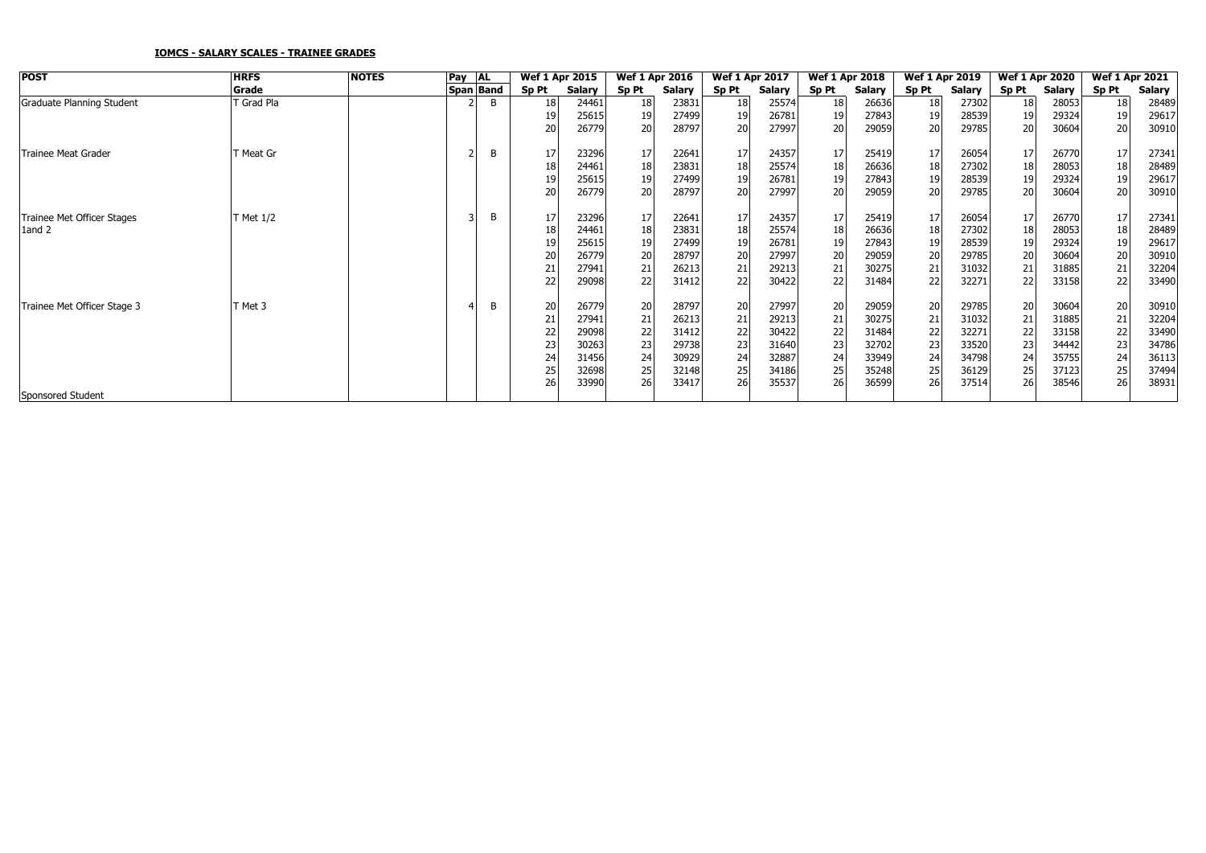**IOMCS - SALARY SCALES - TRAINEE GRADES**

| POST | HRFS | NOTES | Pay | AL | Wef 1 Apr 2015 | | Wef 1 Apr 2016 | | Wef 1 Apr 2017 | | Wef 1 Apr 2018 | | Wef 1 Apr 2019 | | Wef 1 Apr 2020 | | Wef 1 Apr 2021 | |
|---|---|---|---|---|---|---|---|---|---|---|---|---|---|---|---|---|---|---|
| | Grade | | Span | Band | Sp Pt | Salary | Sp Pt | Salary | Sp Pt | Salary | Sp Pt | Salary | Sp Pt | Salary | Sp Pt | Salary | Sp Pt | Salary |
| Graduate Planning Student | T Grad Pla | | 2 | B | 18 | 24461 | 18 | 23831 | 18 | 25574 | 18 | 26636 | 18 | 27302 | 18 | 28053 | 18 | 28489 |
| | | | | | 19 | 25615 | 19 | 27499 | 19 | 26781 | 19 | 27843 | 19 | 28539 | 19 | 29324 | 19 | 29617 |
| | | | | | 20 | 26779 | 20 | 28797 | 20 | 27997 | 20 | 29059 | 20 | 29785 | 20 | 30604 | 20 | 30910 |
| Trainee Meat Grader | T Meat Gr | | 2 | B | 17 | 23296 | 17 | 22641 | 17 | 24357 | 17 | 25419 | 17 | 26054 | 17 | 26770 | 17 | 27341 |
| | | | | | 18 | 24461 | 18 | 23831 | 18 | 25574 | 18 | 26636 | 18 | 27302 | 18 | 28053 | 18 | 28489 |
| | | | | | 19 | 25615 | 19 | 27499 | 19 | 26781 | 19 | 27843 | 19 | 28539 | 19 | 29324 | 19 | 29617 |
| | | | | | 20 | 26779 | 20 | 28797 | 20 | 27997 | 20 | 29059 | 20 | 29785 | 20 | 30604 | 20 | 30910 |
| Trainee Met Officer Stages 1and 2 | T Met 1/2 | | 3 | B | 17 | 23296 | 17 | 22641 | 17 | 24357 | 17 | 25419 | 17 | 26054 | 17 | 26770 | 17 | 27341 |
| | | | | | 18 | 24461 | 18 | 23831 | 18 | 25574 | 18 | 26636 | 18 | 27302 | 18 | 28053 | 18 | 28489 |
| | | | | | 19 | 25615 | 19 | 27499 | 19 | 26781 | 19 | 27843 | 19 | 28539 | 19 | 29324 | 19 | 29617 |
| | | | | | 20 | 26779 | 20 | 28797 | 20 | 27997 | 20 | 29059 | 20 | 29785 | 20 | 30604 | 20 | 30910 |
| | | | | | 21 | 27941 | 21 | 26213 | 21 | 29213 | 21 | 30275 | 21 | 31032 | 21 | 31885 | 21 | 32204 |
| | | | | | 22 | 29098 | 22 | 31412 | 22 | 30422 | 22 | 31484 | 22 | 32271 | 22 | 33158 | 22 | 33490 |
| Trainee Met Officer Stage 3 | T Met 3 | | 4 | B | 20 | 26779 | 20 | 28797 | 20 | 27997 | 20 | 29059 | 20 | 29785 | 20 | 30604 | 20 | 30910 |
| | | | | | 21 | 27941 | 21 | 26213 | 21 | 29213 | 21 | 30275 | 21 | 31032 | 21 | 31885 | 21 | 32204 |
| | | | | | 22 | 29098 | 22 | 31412 | 22 | 30422 | 22 | 31484 | 22 | 32271 | 22 | 33158 | 22 | 33490 |
| | | | | | 23 | 30263 | 23 | 29738 | 23 | 31640 | 23 | 32702 | 23 | 33520 | 23 | 34442 | 23 | 34786 |
| | | | | | 24 | 31456 | 24 | 30929 | 24 | 32887 | 24 | 33949 | 24 | 34798 | 24 | 35755 | 24 | 36113 |
| | | | | | 25 | 32698 | 25 | 32148 | 25 | 34186 | 25 | 35248 | 25 | 36129 | 25 | 37123 | 25 | 37494 |
| | | | | | 26 | 33990 | 26 | 33417 | 26 | 35537 | 26 | 36599 | 26 | 37514 | 26 | 38546 | 26 | 38931 |
| Sponsored Student | | | | | | | | | | | | | | | | | | |